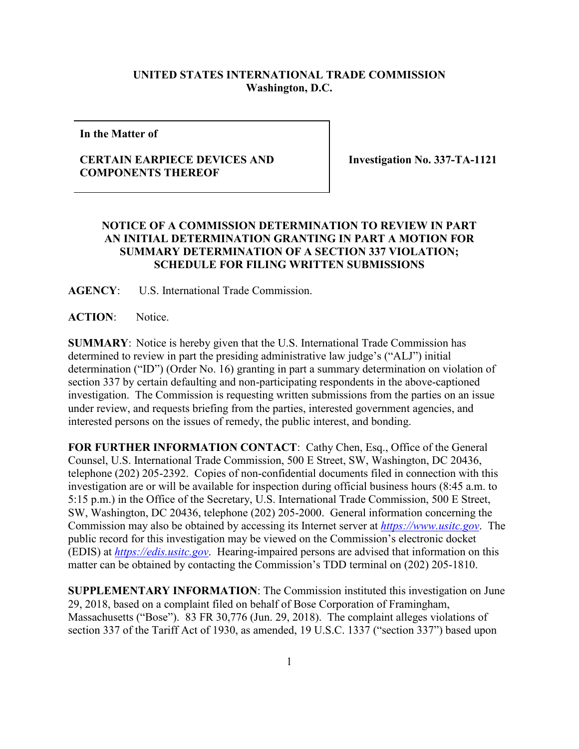**UNITED STATES INTERNATIONAL TRADE COMMISSION**
**Washington, D.C.**

| **In the Matter of** **CERTAIN EARPIECE DEVICES AND COMPONENTS THEREOF** | **Investigation No. 337-TA-1121** |
|---|---|

**NOTICE OF A COMMISSION DETERMINATION TO REVIEW IN PART AN INITIAL DETERMINATION GRANTING IN PART A MOTION FOR SUMMARY DETERMINATION OF A SECTION 337 VIOLATION; SCHEDULE FOR FILING WRITTEN SUBMISSIONS**

**AGENCY**: U.S. International Trade Commission.

**ACTION**: Notice.

**SUMMARY**: Notice is hereby given that the U.S. International Trade Commission has determined to review in part the presiding administrative law judge's ("ALJ") initial determination ("ID") (Order No. 16) granting in part a summary determination on violation of section 337 by certain defaulting and non-participating respondents in the above-captioned investigation. The Commission is requesting written submissions from the parties on an issue under review, and requests briefing from the parties, interested government agencies, and interested persons on the issues of remedy, the public interest, and bonding.

**FOR FURTHER INFORMATION CONTACT**: Cathy Chen, Esq., Office of the General Counsel, U.S. International Trade Commission, 500 E Street, SW, Washington, DC 20436, telephone (202) 205-2392. Copies of non-confidential documents filed in connection with this investigation are or will be available for inspection during official business hours (8:45 a.m. to 5:15 p.m.) in the Office of the Secretary, U.S. International Trade Commission, 500 E Street, SW, Washington, DC 20436, telephone (202) 205-2000. General information concerning the Commission may also be obtained by accessing its Internet server at *https://www.usitc.gov*. The public record for this investigation may be viewed on the Commission's electronic docket (EDIS) at *https://edis.usitc.gov*. Hearing-impaired persons are advised that information on this matter can be obtained by contacting the Commission's TDD terminal on (202) 205-1810.

**SUPPLEMENTARY INFORMATION**: The Commission instituted this investigation on June 29, 2018, based on a complaint filed on behalf of Bose Corporation of Framingham, Massachusetts ("Bose"). 83 FR 30,776 (Jun. 29, 2018). The complaint alleges violations of section 337 of the Tariff Act of 1930, as amended, 19 U.S.C. 1337 ("section 337") based upon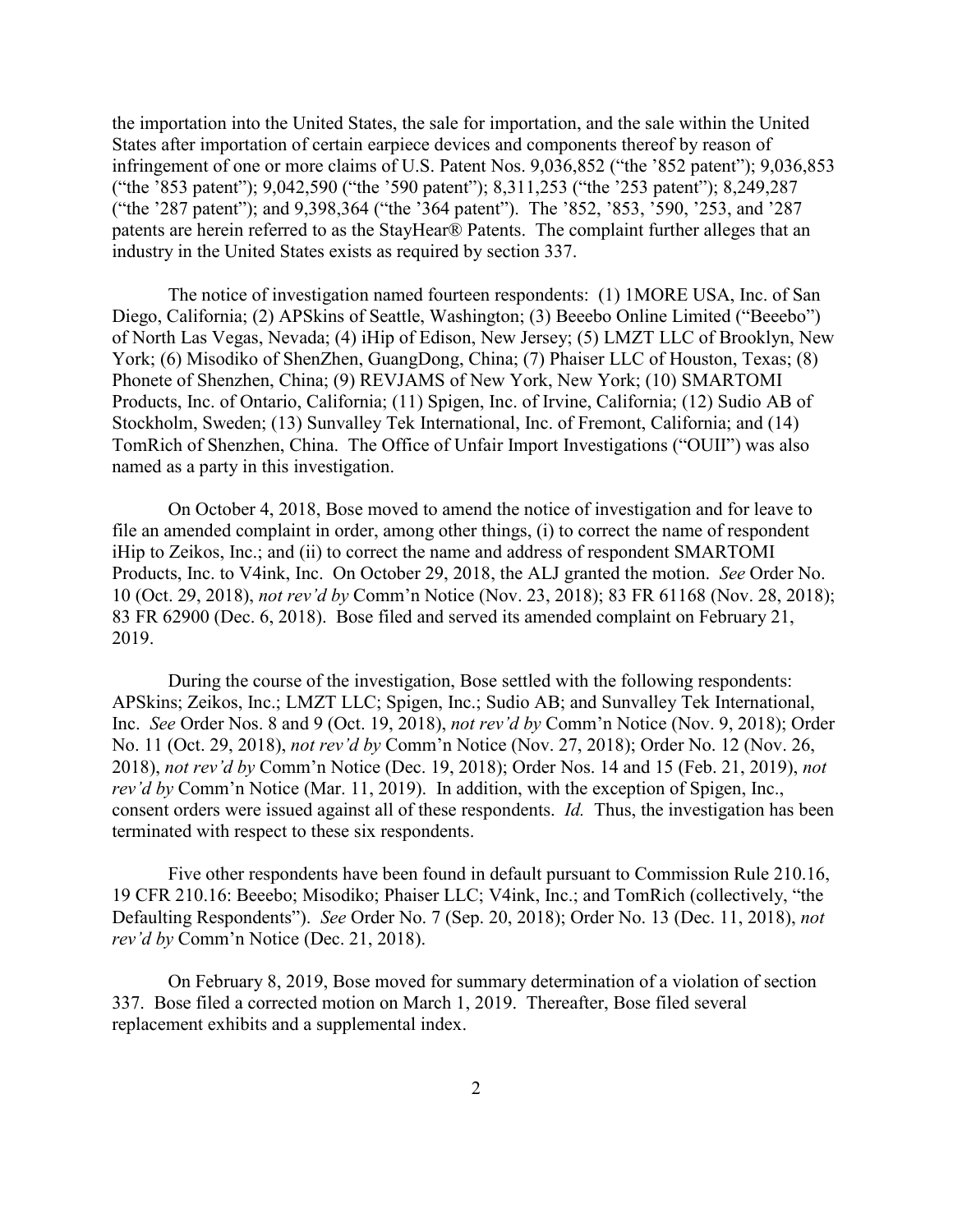the importation into the United States, the sale for importation, and the sale within the United States after importation of certain earpiece devices and components thereof by reason of infringement of one or more claims of U.S. Patent Nos. 9,036,852 ("the '852 patent"); 9,036,853 ("the '853 patent"); 9,042,590 ("the '590 patent"); 8,311,253 ("the '253 patent"); 8,249,287 ("the '287 patent"); and 9,398,364 ("the '364 patent"). The '852, '853, '590, '253, and '287 patents are herein referred to as the StayHear® Patents. The complaint further alleges that an industry in the United States exists as required by section 337.

The notice of investigation named fourteen respondents: (1) 1MORE USA, Inc. of San Diego, California; (2) APSkins of Seattle, Washington; (3) Beeebo Online Limited ("Beeebo") of North Las Vegas, Nevada; (4) iHip of Edison, New Jersey; (5) LMZT LLC of Brooklyn, New York; (6) Misodiko of ShenZhen, GuangDong, China; (7) Phaiser LLC of Houston, Texas; (8) Phonete of Shenzhen, China; (9) REVJAMS of New York, New York; (10) SMARTOMI Products, Inc. of Ontario, California; (11) Spigen, Inc. of Irvine, California; (12) Sudio AB of Stockholm, Sweden; (13) Sunvalley Tek International, Inc. of Fremont, California; and (14) TomRich of Shenzhen, China. The Office of Unfair Import Investigations ("OUII") was also named as a party in this investigation.

On October 4, 2018, Bose moved to amend the notice of investigation and for leave to file an amended complaint in order, among other things, (i) to correct the name of respondent iHip to Zeikos, Inc.; and (ii) to correct the name and address of respondent SMARTOMI Products, Inc. to V4ink, Inc. On October 29, 2018, the ALJ granted the motion. *See* Order No. 10 (Oct. 29, 2018), *not rev'd by* Comm'n Notice (Nov. 23, 2018); 83 FR 61168 (Nov. 28, 2018); 83 FR 62900 (Dec. 6, 2018). Bose filed and served its amended complaint on February 21, 2019.

During the course of the investigation, Bose settled with the following respondents: APSkins; Zeikos, Inc.; LMZT LLC; Spigen, Inc.; Sudio AB; and Sunvalley Tek International, Inc. *See* Order Nos. 8 and 9 (Oct. 19, 2018), *not rev'd by* Comm'n Notice (Nov. 9, 2018); Order No. 11 (Oct. 29, 2018), *not rev'd by* Comm'n Notice (Nov. 27, 2018); Order No. 12 (Nov. 26, 2018), *not rev'd by* Comm'n Notice (Dec. 19, 2018); Order Nos. 14 and 15 (Feb. 21, 2019), *not rev'd by* Comm'n Notice (Mar. 11, 2019). In addition, with the exception of Spigen, Inc., consent orders were issued against all of these respondents. *Id.* Thus, the investigation has been terminated with respect to these six respondents.

Five other respondents have been found in default pursuant to Commission Rule 210.16, 19 CFR 210.16: Beeebo; Misodiko; Phaiser LLC; V4ink, Inc.; and TomRich (collectively, "the Defaulting Respondents"). *See* Order No. 7 (Sep. 20, 2018); Order No. 13 (Dec. 11, 2018), *not rev'd by* Comm'n Notice (Dec. 21, 2018).

On February 8, 2019, Bose moved for summary determination of a violation of section 337. Bose filed a corrected motion on March 1, 2019. Thereafter, Bose filed several replacement exhibits and a supplemental index.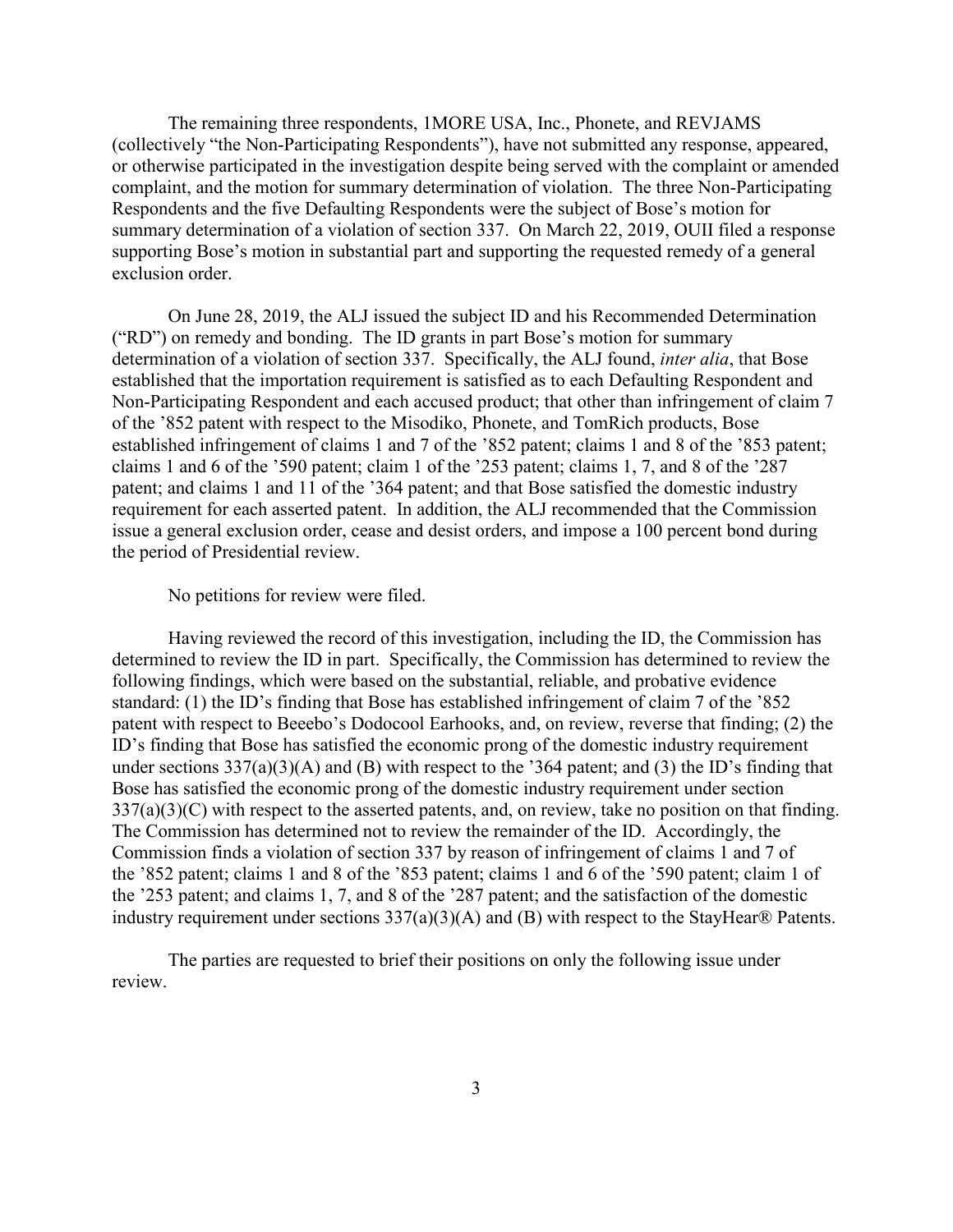The remaining three respondents, 1MORE USA, Inc., Phonete, and REVJAMS (collectively "the Non-Participating Respondents"), have not submitted any response, appeared, or otherwise participated in the investigation despite being served with the complaint or amended complaint, and the motion for summary determination of violation. The three Non-Participating Respondents and the five Defaulting Respondents were the subject of Bose's motion for summary determination of a violation of section 337. On March 22, 2019, OUII filed a response supporting Bose's motion in substantial part and supporting the requested remedy of a general exclusion order.

On June 28, 2019, the ALJ issued the subject ID and his Recommended Determination ("RD") on remedy and bonding. The ID grants in part Bose's motion for summary determination of a violation of section 337. Specifically, the ALJ found, *inter alia*, that Bose established that the importation requirement is satisfied as to each Defaulting Respondent and Non-Participating Respondent and each accused product; that other than infringement of claim 7 of the '852 patent with respect to the Misodiko, Phonete, and TomRich products, Bose established infringement of claims 1 and 7 of the '852 patent; claims 1 and 8 of the '853 patent; claims 1 and 6 of the '590 patent; claim 1 of the '253 patent; claims 1, 7, and 8 of the '287 patent; and claims 1 and 11 of the '364 patent; and that Bose satisfied the domestic industry requirement for each asserted patent. In addition, the ALJ recommended that the Commission issue a general exclusion order, cease and desist orders, and impose a 100 percent bond during the period of Presidential review.

No petitions for review were filed.

Having reviewed the record of this investigation, including the ID, the Commission has determined to review the ID in part. Specifically, the Commission has determined to review the following findings, which were based on the substantial, reliable, and probative evidence standard: (1) the ID's finding that Bose has established infringement of claim 7 of the '852 patent with respect to Beeebo's Dodocool Earhooks, and, on review, reverse that finding; (2) the ID's finding that Bose has satisfied the economic prong of the domestic industry requirement under sections 337(a)(3)(A) and (B) with respect to the '364 patent; and (3) the ID's finding that Bose has satisfied the economic prong of the domestic industry requirement under section 337(a)(3)(C) with respect to the asserted patents, and, on review, take no position on that finding. The Commission has determined not to review the remainder of the ID. Accordingly, the Commission finds a violation of section 337 by reason of infringement of claims 1 and 7 of the '852 patent; claims 1 and 8 of the '853 patent; claims 1 and 6 of the '590 patent; claim 1 of the '253 patent; and claims 1, 7, and 8 of the '287 patent; and the satisfaction of the domestic industry requirement under sections 337(a)(3)(A) and (B) with respect to the StayHear® Patents.

The parties are requested to brief their positions on only the following issue under review.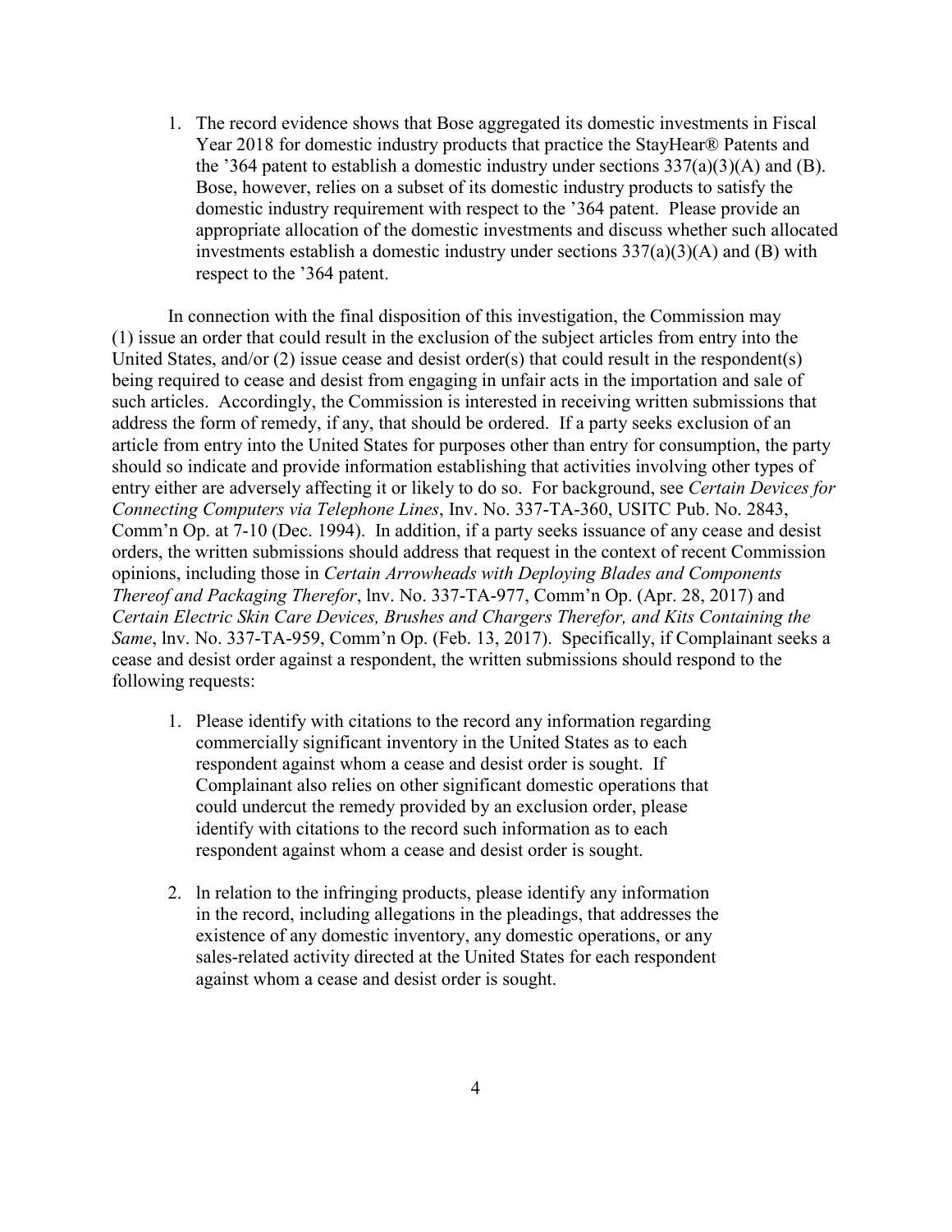1. The record evidence shows that Bose aggregated its domestic investments in Fiscal Year 2018 for domestic industry products that practice the StayHear® Patents and the '364 patent to establish a domestic industry under sections 337(a)(3)(A) and (B). Bose, however, relies on a subset of its domestic industry products to satisfy the domestic industry requirement with respect to the '364 patent. Please provide an appropriate allocation of the domestic investments and discuss whether such allocated investments establish a domestic industry under sections 337(a)(3)(A) and (B) with respect to the '364 patent.

In connection with the final disposition of this investigation, the Commission may (1) issue an order that could result in the exclusion of the subject articles from entry into the United States, and/or (2) issue cease and desist order(s) that could result in the respondent(s) being required to cease and desist from engaging in unfair acts in the importation and sale of such articles. Accordingly, the Commission is interested in receiving written submissions that address the form of remedy, if any, that should be ordered. If a party seeks exclusion of an article from entry into the United States for purposes other than entry for consumption, the party should so indicate and provide information establishing that activities involving other types of entry either are adversely affecting it or likely to do so. For background, see *Certain Devices for Connecting Computers via Telephone Lines*, Inv. No. 337-TA-360, USITC Pub. No. 2843, Comm'n Op. at 7-10 (Dec. 1994). In addition, if a party seeks issuance of any cease and desist orders, the written submissions should address that request in the context of recent Commission opinions, including those in *Certain Arrowheads with Deploying Blades and Components Thereof and Packaging Therefor*, lnv. No. 337-TA-977, Comm'n Op. (Apr. 28, 2017) and *Certain Electric Skin Care Devices, Brushes and Chargers Therefor, and Kits Containing the Same*, lnv. No. 337-TA-959, Comm'n Op. (Feb. 13, 2017). Specifically, if Complainant seeks a cease and desist order against a respondent, the written submissions should respond to the following requests:

1. Please identify with citations to the record any information regarding commercially significant inventory in the United States as to each respondent against whom a cease and desist order is sought. If Complainant also relies on other significant domestic operations that could undercut the remedy provided by an exclusion order, please identify with citations to the record such information as to each respondent against whom a cease and desist order is sought.

2. ln relation to the infringing products, please identify any information in the record, including allegations in the pleadings, that addresses the existence of any domestic inventory, any domestic operations, or any sales-related activity directed at the United States for each respondent against whom a cease and desist order is sought.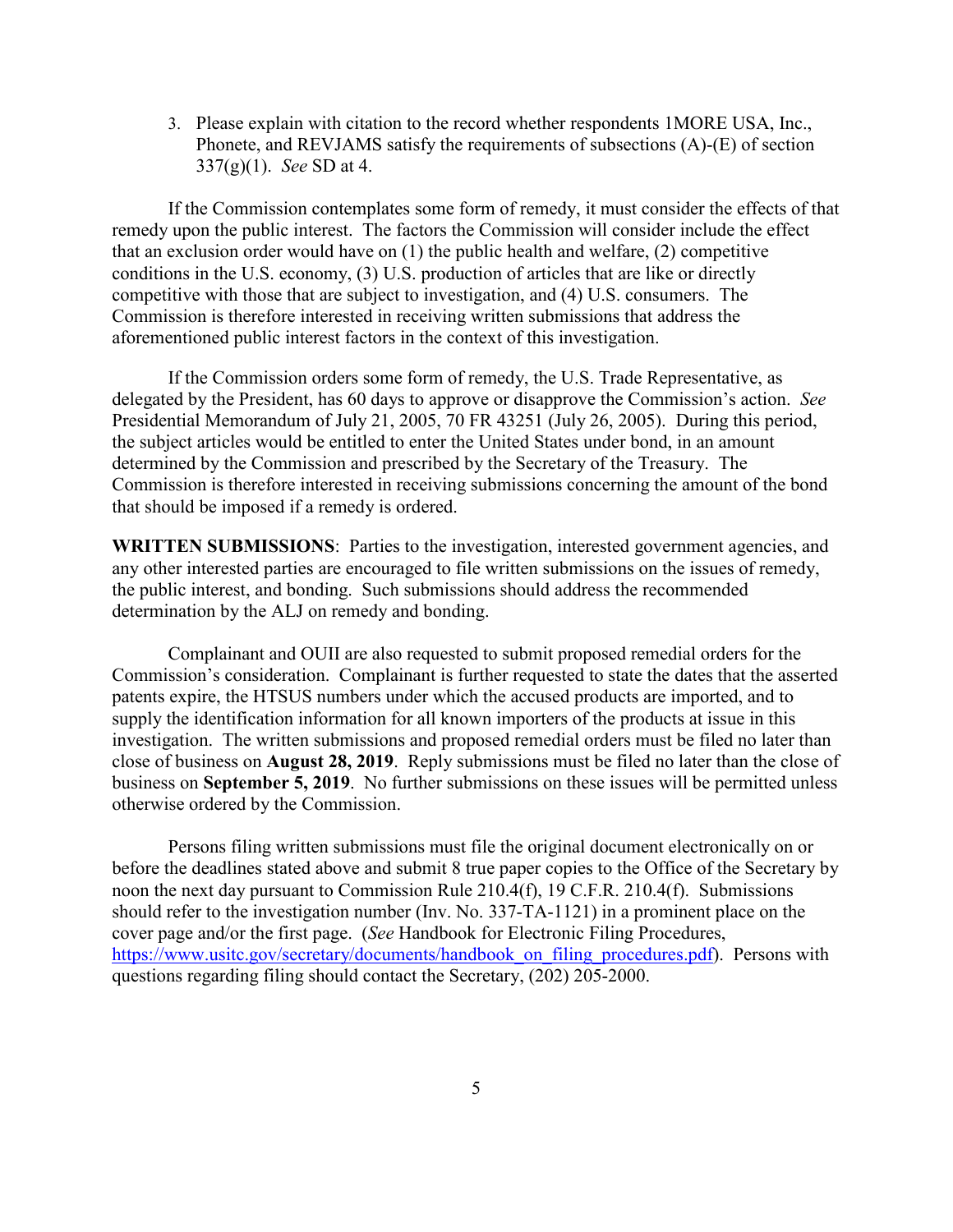3. Please explain with citation to the record whether respondents 1MORE USA, Inc., Phonete, and REVJAMS satisfy the requirements of subsections (A)-(E) of section 337(g)(1). *See* SD at 4.

If the Commission contemplates some form of remedy, it must consider the effects of that remedy upon the public interest. The factors the Commission will consider include the effect that an exclusion order would have on (1) the public health and welfare, (2) competitive conditions in the U.S. economy, (3) U.S. production of articles that are like or directly competitive with those that are subject to investigation, and (4) U.S. consumers. The Commission is therefore interested in receiving written submissions that address the aforementioned public interest factors in the context of this investigation.

If the Commission orders some form of remedy, the U.S. Trade Representative, as delegated by the President, has 60 days to approve or disapprove the Commission's action. *See* Presidential Memorandum of July 21, 2005, 70 FR 43251 (July 26, 2005). During this period, the subject articles would be entitled to enter the United States under bond, in an amount determined by the Commission and prescribed by the Secretary of the Treasury. The Commission is therefore interested in receiving submissions concerning the amount of the bond that should be imposed if a remedy is ordered.

**WRITTEN SUBMISSIONS**: Parties to the investigation, interested government agencies, and any other interested parties are encouraged to file written submissions on the issues of remedy, the public interest, and bonding. Such submissions should address the recommended determination by the ALJ on remedy and bonding.

Complainant and OUII are also requested to submit proposed remedial orders for the Commission's consideration. Complainant is further requested to state the dates that the asserted patents expire, the HTSUS numbers under which the accused products are imported, and to supply the identification information for all known importers of the products at issue in this investigation. The written submissions and proposed remedial orders must be filed no later than close of business on **August 28, 2019**. Reply submissions must be filed no later than the close of business on **September 5, 2019**. No further submissions on these issues will be permitted unless otherwise ordered by the Commission.

Persons filing written submissions must file the original document electronically on or before the deadlines stated above and submit 8 true paper copies to the Office of the Secretary by noon the next day pursuant to Commission Rule 210.4(f), 19 C.F.R. 210.4(f). Submissions should refer to the investigation number (Inv. No. 337-TA-1121) in a prominent place on the cover page and/or the first page. (*See* Handbook for Electronic Filing Procedures, https://www.usitc.gov/secretary/documents/handbook_on_filing_procedures.pdf). Persons with questions regarding filing should contact the Secretary, (202) 205-2000.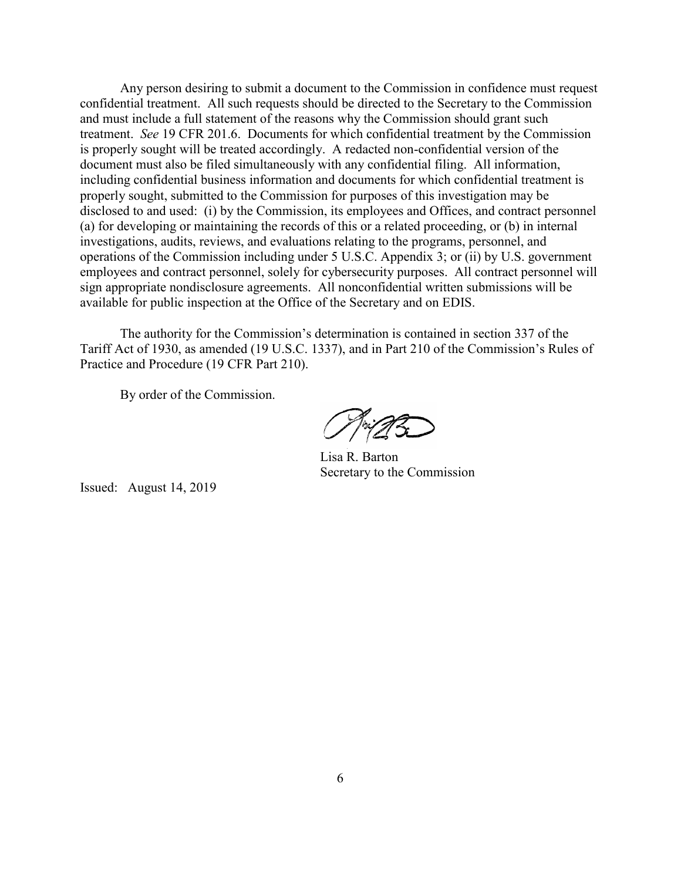Any person desiring to submit a document to the Commission in confidence must request confidential treatment. All such requests should be directed to the Secretary to the Commission and must include a full statement of the reasons why the Commission should grant such treatment. *See* 19 CFR 201.6. Documents for which confidential treatment by the Commission is properly sought will be treated accordingly. A redacted non-confidential version of the document must also be filed simultaneously with any confidential filing. All information, including confidential business information and documents for which confidential treatment is properly sought, submitted to the Commission for purposes of this investigation may be disclosed to and used: (i) by the Commission, its employees and Offices, and contract personnel (a) for developing or maintaining the records of this or a related proceeding, or (b) in internal investigations, audits, reviews, and evaluations relating to the programs, personnel, and operations of the Commission including under 5 U.S.C. Appendix 3; or (ii) by U.S. government employees and contract personnel, solely for cybersecurity purposes. All contract personnel will sign appropriate nondisclosure agreements. All nonconfidential written submissions will be available for public inspection at the Office of the Secretary and on EDIS.

The authority for the Commission's determination is contained in section 337 of the Tariff Act of 1930, as amended (19 U.S.C. 1337), and in Part 210 of the Commission's Rules of Practice and Procedure (19 CFR Part 210).

By order of the Commission.

Lisa R. Barton
Secretary to the Commission

Issued: August 14, 2019